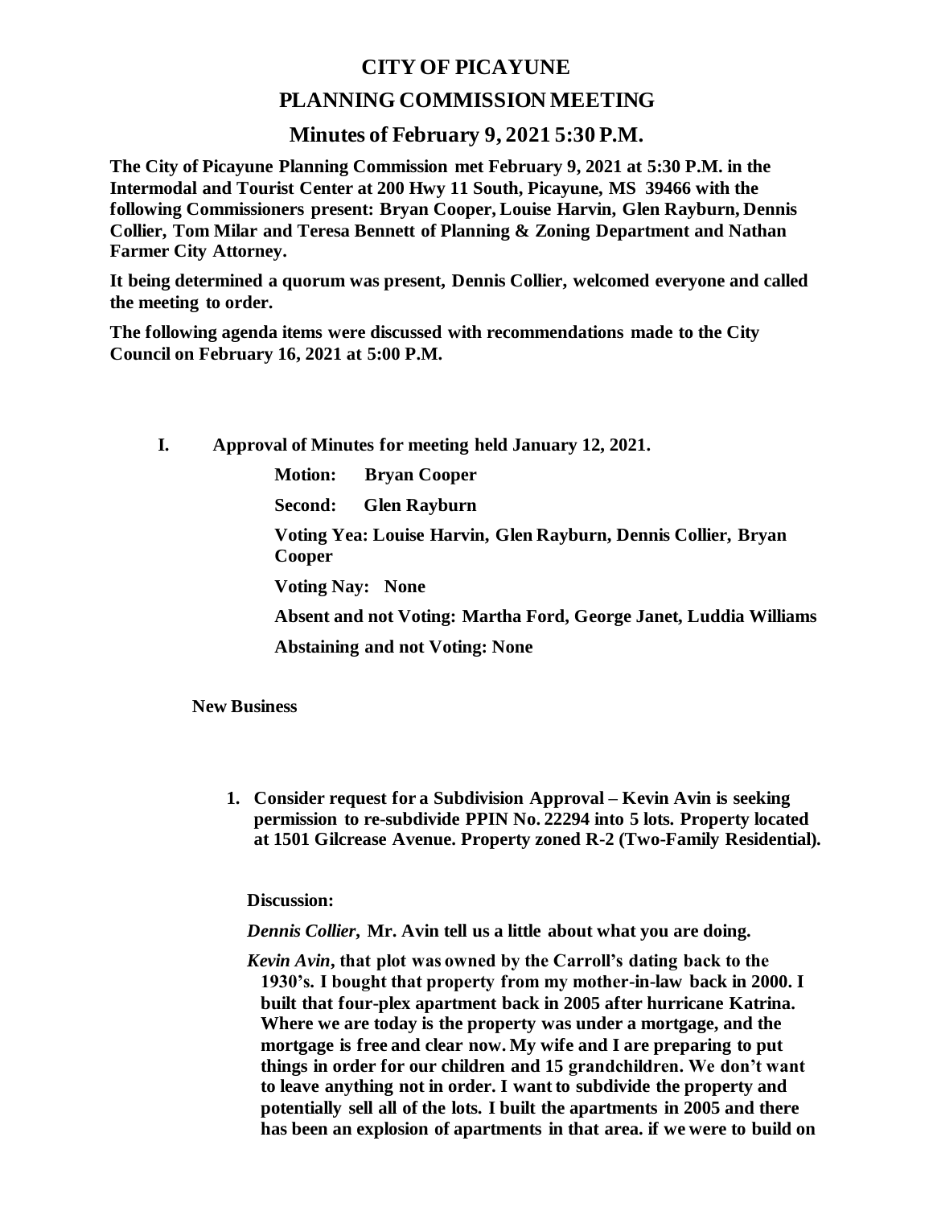# CITY OF PICAYUNE

## PLANNING COMMISSION MEETING

### Minutes of February 9, 2021 5:30 P.M.

**The City of Picayune Planning Commission met February 9, 2021 at 5:30 P.M. in the Intermodal and Tourist Center at 200 Hwy 11 South, Picayune, MS 39466 with the following Commissioners present: Bryan Cooper, Louise Harvin, Glen Rayburn, Dennis Collier, Tom Milar and Teresa Bennett of Planning & Zoning Department and Nathan Farmer City Attorney.**

**It being determined a quorum was present, Dennis Collier, welcomed everyone and called the meeting to order.**

**The following agenda items were discussed with recommendations made to the City Council on February 16, 2021 at 5:00 P.M.**

**I. Approval of Minutes for meeting held January 12, 2021.**

**Motion: Bryan Cooper**

**Second: Glen Rayburn**

**Voting Yea: Louise Harvin, Glen Rayburn, Dennis Collier, Bryan Cooper**

**Voting Nay: None**

**Absent and not Voting: Martha Ford, George Janet, Luddia Williams**

**Abstaining and not Voting: None**

**New Business**

1. **Consider request for a Subdivision Approval – Kevin Avin is seeking permission to re-subdivide PPIN No. 22294 into 5 lots. Property located at 1501 Gilcrease Avenue. Property zoned R-2 (Two-Family Residential).**

**Discussion:**

***Dennis Collier*, Mr. Avin tell us a little about what you are doing.**

***Kevin Avin*, that plot was owned by the Carroll's dating back to the 1930's. I bought that property from my mother-in-law back in 2000. I built that four-plex apartment back in 2005 after hurricane Katrina. Where we are today is the property was under a mortgage, and the mortgage is free and clear now. My wife and I are preparing to put things in order for our children and 15 grandchildren. We don't want to leave anything not in order. I want to subdivide the property and potentially sell all of the lots. I built the apartments in 2005 and there has been an explosion of apartments in that area. if we were to build on**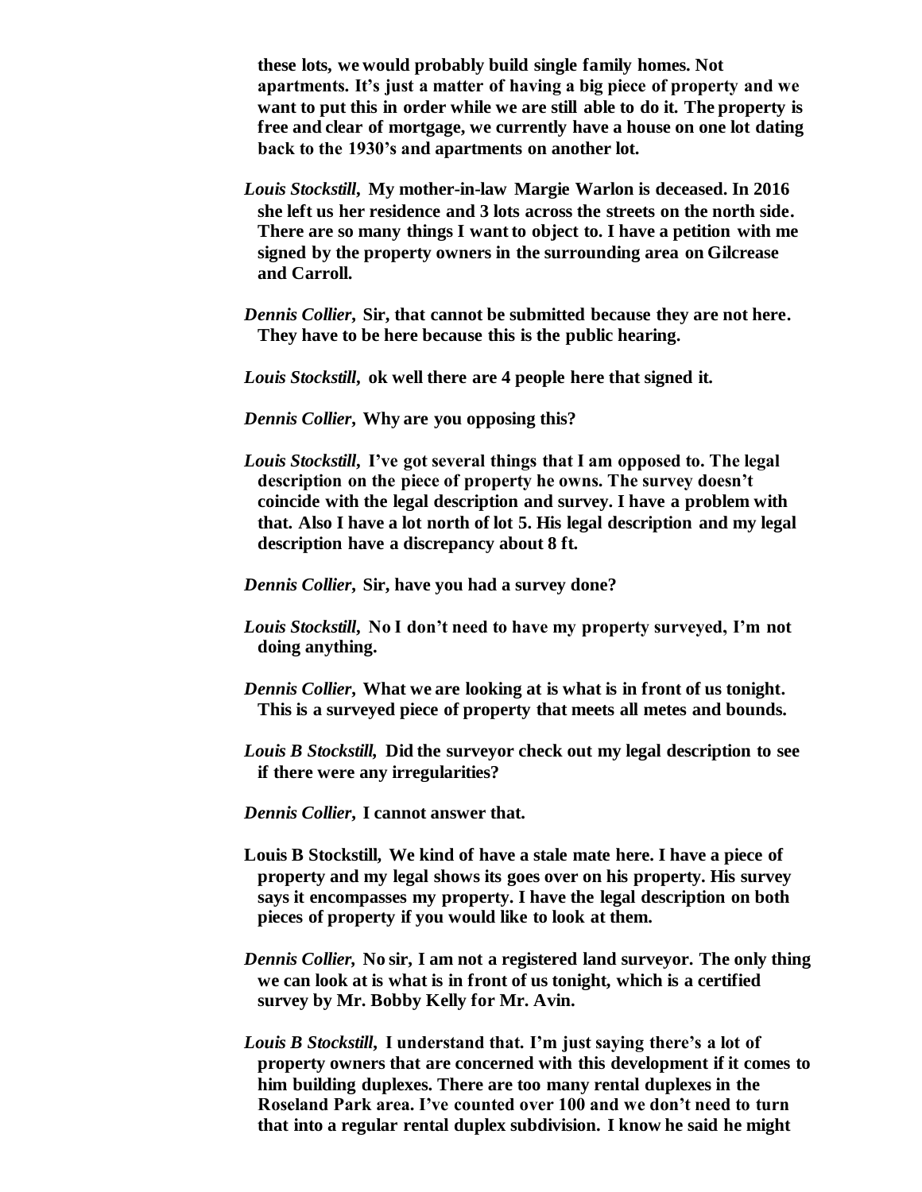**these lots, we would probably build single family homes. Not apartments. It's just a matter of having a big piece of property and we want to put this in order while we are still able to do it. The property is free and clear of mortgage, we currently have a house on one lot dating back to the 1930's and apartments on another lot.**

***Louis Stockstill*, My mother-in-law Margie Warlon is deceased. In 2016 she left us her residence and 3 lots across the streets on the north side. There are so many things I want to object to. I have a petition with me signed by the property owners in the surrounding area on Gilcrease and Carroll.**

***Dennis Collier*, Sir, that cannot be submitted because they are not here. They have to be here because this is the public hearing.**

***Louis Stockstill*, ok well there are 4 people here that signed it.**

***Dennis Collier*, Why are you opposing this?**

***Louis Stockstill*, I've got several things that I am opposed to. The legal description on the piece of property he owns. The survey doesn't coincide with the legal description and survey. I have a problem with that. Also I have a lot north of lot 5. His legal description and my legal description have a discrepancy about 8 ft.**

***Dennis Collier*, Sir, have you had a survey done?**

***Louis Stockstill*, No I don't need to have my property surveyed, I'm not doing anything.**

***Dennis Collier*, What we are looking at is what is in front of us tonight. This is a surveyed piece of property that meets all metes and bounds.**

***Louis B Stockstill*, Did the surveyor check out my legal description to see if there were any irregularities?**

***Dennis Collier*, I cannot answer that.**

**Louis B Stockstill, We kind of have a stale mate here. I have a piece of property and my legal shows its goes over on his property. His survey says it encompasses my property. I have the legal description on both pieces of property if you would like to look at them.**

***Dennis Collier*, No sir, I am not a registered land surveyor. The only thing we can look at is what is in front of us tonight, which is a certified survey by Mr. Bobby Kelly for Mr. Avin.**

***Louis B Stockstill*, I understand that. I'm just saying there's a lot of property owners that are concerned with this development if it comes to him building duplexes. There are too many rental duplexes in the Roseland Park area. I've counted over 100 and we don't need to turn that into a regular rental duplex subdivision. I know he said he might**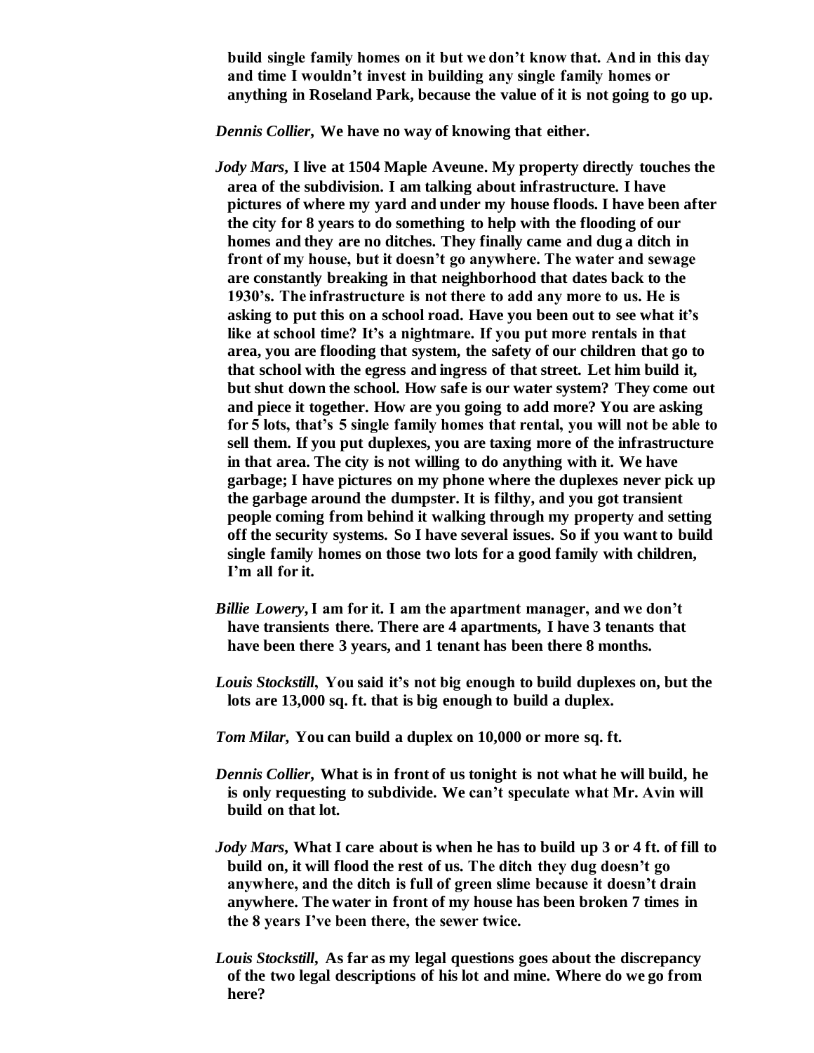**build single family homes on it but we don't know that. And in this day and time I wouldn't invest in building any single family homes or anything in Roseland Park, because the value of it is not going to go up.**

***Dennis Collier*, We have no way of knowing that either.**

***Jody Mars*, I live at 1504 Maple Aveune. My property directly touches the area of the subdivision. I am talking about infrastructure. I have pictures of where my yard and under my house floods. I have been after the city for 8 years to do something to help with the flooding of our homes and they are no ditches. They finally came and dug a ditch in front of my house, but it doesn't go anywhere. The water and sewage are constantly breaking in that neighborhood that dates back to the 1930's. The infrastructure is not there to add any more to us. He is asking to put this on a school road. Have you been out to see what it's like at school time? It's a nightmare. If you put more rentals in that area, you are flooding that system, the safety of our children that go to that school with the egress and ingress of that street. Let him build it, but shut down the school. How safe is our water system? They come out and piece it together. How are you going to add more? You are asking for 5 lots, that's 5 single family homes that rental, you will not be able to sell them. If you put duplexes, you are taxing more of the infrastructure in that area. The city is not willing to do anything with it. We have garbage; I have pictures on my phone where the duplexes never pick up the garbage around the dumpster. It is filthy, and you got transient people coming from behind it walking through my property and setting off the security systems. So I have several issues. So if you want to build single family homes on those two lots for a good family with children, I'm all for it.**

***Billie Lowery*, I am for it. I am the apartment manager, and we don't have transients there. There are 4 apartments, I have 3 tenants that have been there 3 years, and 1 tenant has been there 8 months.**

***Louis Stockstill*, You said it's not big enough to build duplexes on, but the lots are 13,000 sq. ft. that is big enough to build a duplex.**

***Tom Milar*, You can build a duplex on 10,000 or more sq. ft.**

***Dennis Collier*, What is in front of us tonight is not what he will build, he is only requesting to subdivide. We can't speculate what Mr. Avin will build on that lot.**

***Jody Mars*, What I care about is when he has to build up 3 or 4 ft. of fill to build on, it will flood the rest of us. The ditch they dug doesn't go anywhere, and the ditch is full of green slime because it doesn't drain anywhere. The water in front of my house has been broken 7 times in the 8 years I've been there, the sewer twice.**

***Louis Stockstill*, As far as my legal questions goes about the discrepancy of the two legal descriptions of his lot and mine. Where do we go from here?**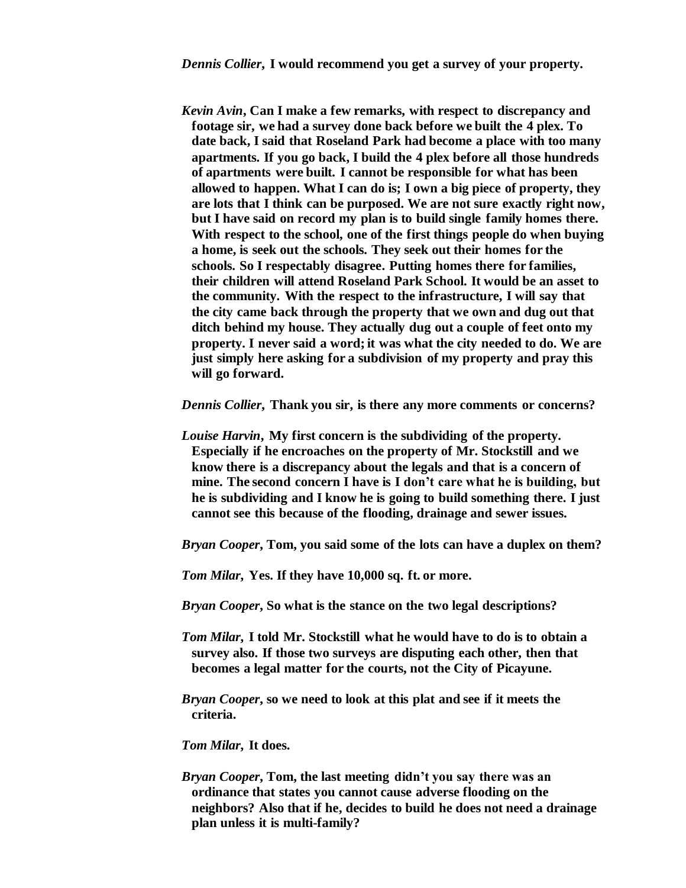***Dennis Collier*, I would recommend you get a survey of your property.**

***Kevin Avin*, Can I make a few remarks, with respect to discrepancy and footage sir, we had a survey done back before we built the 4 plex. To date back, I said that Roseland Park had become a place with too many apartments. If you go back, I build the 4 plex before all those hundreds of apartments were built. I cannot be responsible for what has been allowed to happen. What I can do is; I own a big piece of property, they are lots that I think can be purposed. We are not sure exactly right now, but I have said on record my plan is to build single family homes there. With respect to the school, one of the first things people do when buying a home, is seek out the schools. They seek out their homes for the schools. So I respectably disagree. Putting homes there for families, their children will attend Roseland Park School. It would be an asset to the community. With the respect to the infrastructure, I will say that the city came back through the property that we own and dug out that ditch behind my house. They actually dug out a couple of feet onto my property. I never said a word; it was what the city needed to do. We are just simply here asking for a subdivision of my property and pray this will go forward.**

***Dennis Collier*, Thank you sir, is there any more comments or concerns?**

***Louise Harvin*, My first concern is the subdividing of the property. Especially if he encroaches on the property of Mr. Stockstill and we know there is a discrepancy about the legals and that is a concern of mine. The second concern I have is I don't care what he is building, but he is subdividing and I know he is going to build something there. I just cannot see this because of the flooding, drainage and sewer issues.**

***Bryan Cooper*, Tom, you said some of the lots can have a duplex on them?**

***Tom Milar*, Yes. If they have 10,000 sq. ft. or more.**

***Bryan Cooper*, So what is the stance on the two legal descriptions?**

***Tom Milar*, I told Mr. Stockstill what he would have to do is to obtain a survey also. If those two surveys are disputing each other, then that becomes a legal matter for the courts, not the City of Picayune.**

***Bryan Cooper*, so we need to look at this plat and see if it meets the criteria.**

***Tom Milar*, It does.**

***Bryan Cooper*, Tom, the last meeting didn't you say there was an ordinance that states you cannot cause adverse flooding on the neighbors? Also that if he, decides to build he does not need a drainage plan unless it is multi-family?**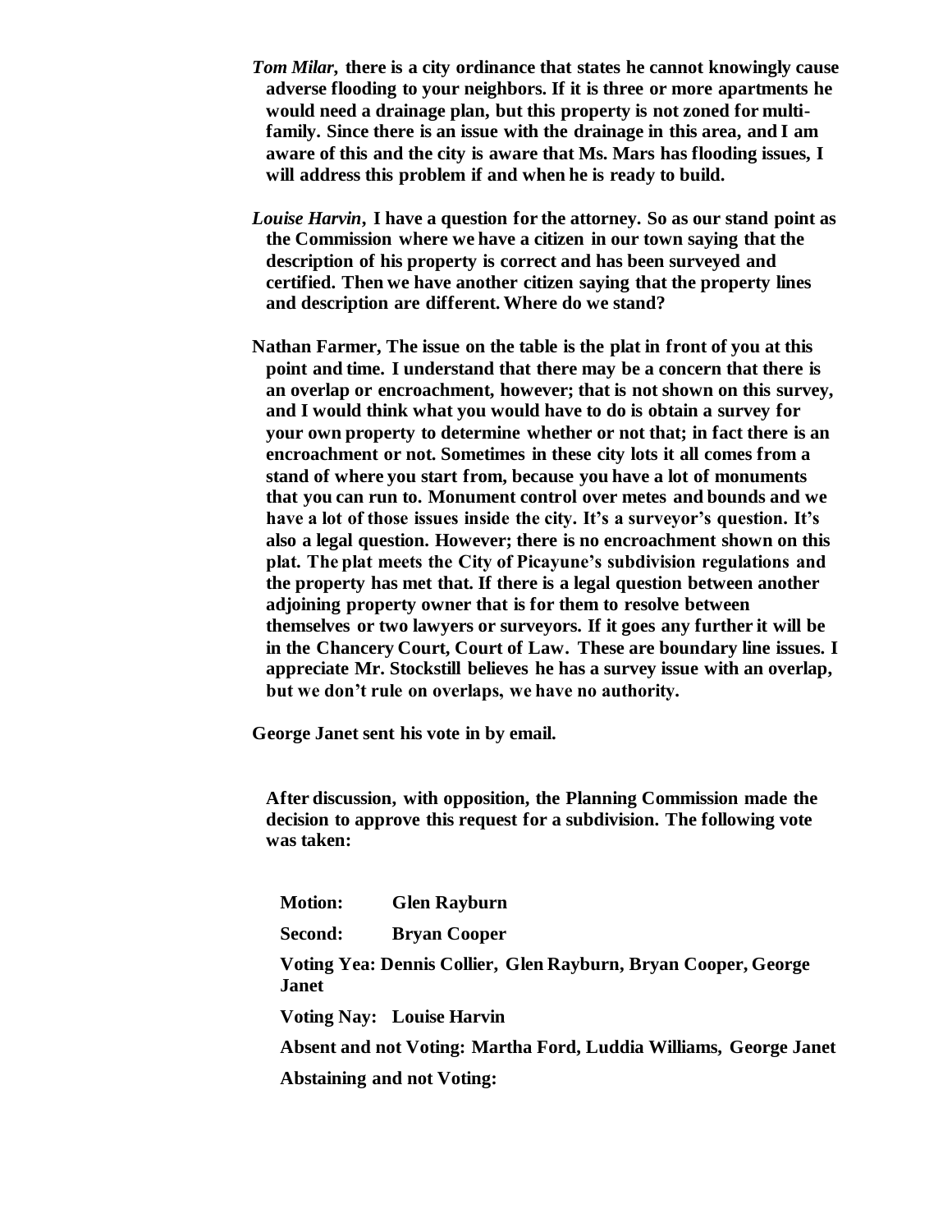***Tom Milar*, there is a city ordinance that states he cannot knowingly cause adverse flooding to your neighbors. If it is three or more apartments he would need a drainage plan, but this property is not zoned for multi-family. Since there is an issue with the drainage in this area, and I am aware of this and the city is aware that Ms. Mars has flooding issues, I will address this problem if and when he is ready to build.**

***Louise Harvin*, I have a question for the attorney. So as our stand point as the Commission where we have a citizen in our town saying that the description of his property is correct and has been surveyed and certified. Then we have another citizen saying that the property lines and description are different. Where do we stand?**

**Nathan Farmer, The issue on the table is the plat in front of you at this point and time. I understand that there may be a concern that there is an overlap or encroachment, however; that is not shown on this survey, and I would think what you would have to do is obtain a survey for your own property to determine whether or not that; in fact there is an encroachment or not. Sometimes in these city lots it all comes from a stand of where you start from, because you have a lot of monuments that you can run to. Monument control over metes and bounds and we have a lot of those issues inside the city. It's a surveyor's question. It's also a legal question. However; there is no encroachment shown on this plat. The plat meets the City of Picayune's subdivision regulations and the property has met that. If there is a legal question between another adjoining property owner that is for them to resolve between themselves or two lawyers or surveyors. If it goes any further it will be in the Chancery Court, Court of Law. These are boundary line issues. I appreciate Mr. Stockstill believes he has a survey issue with an overlap, but we don't rule on overlaps, we have no authority.**

**George Janet sent his vote in by email.**

**After discussion, with opposition, the Planning Commission made the decision to approve this request for a subdivision. The following vote was taken:**

**Motion:** **Glen Rayburn**

**Second:** **Bryan Cooper**

**Voting Yea: Dennis Collier, Glen Rayburn, Bryan Cooper, George Janet**

**Voting Nay:** **Louise Harvin**

**Absent and not Voting: Martha Ford, Luddia Williams, George Janet**

**Abstaining and not Voting:**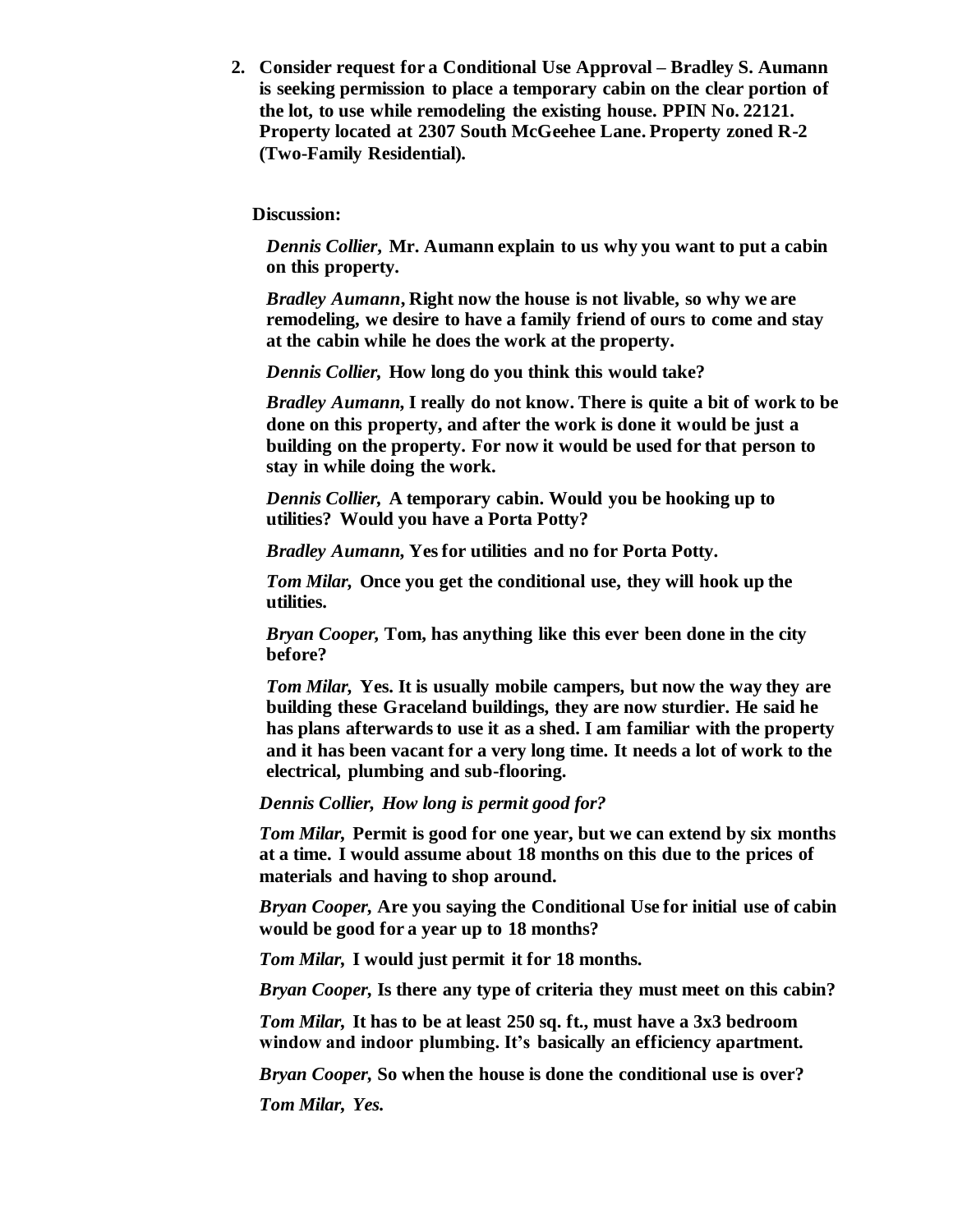2. **Consider request for a Conditional Use Approval – Bradley S. Aumann is seeking permission to place a temporary cabin on the clear portion of the lot, to use while remodeling the existing house. PPIN No. 22121. Property located at 2307 South McGeehee Lane. Property zoned R-2 (Two-Family Residential).**

**Discussion:**

***Dennis Collier*, Mr. Aumann explain to us why you want to put a cabin on this property.**

***Bradley Aumann*, Right now the house is not livable, so why we are remodeling, we desire to have a family friend of ours to come and stay at the cabin while he does the work at the property.**

***Dennis Collier*, How long do you think this would take?**

***Bradley Aumann*, I really do not know. There is quite a bit of work to be done on this property, and after the work is done it would be just a building on the property. For now it would be used for that person to stay in while doing the work.**

***Dennis Collier*, A temporary cabin. Would you be hooking up to utilities? Would you have a Porta Potty?**

***Bradley Aumann*, Yes for utilities and no for Porta Potty.**

***Tom Milar*, Once you get the conditional use, they will hook up the utilities.**

***Bryan Cooper*, Tom, has anything like this ever been done in the city before?**

***Tom Milar*, Yes. It is usually mobile campers, but now the way they are building these Graceland buildings, they are now sturdier. He said he has plans afterwards to use it as a shed. I am familiar with the property and it has been vacant for a very long time. It needs a lot of work to the electrical, plumbing and sub-flooring.**

***Dennis Collier, How long is permit good for?***

***Tom Milar*, Permit is good for one year, but we can extend by six months at a time. I would assume about 18 months on this due to the prices of materials and having to shop around.**

***Bryan Cooper*, Are you saying the Conditional Use for initial use of cabin would be good for a year up to 18 months?**

***Tom Milar*, I would just permit it for 18 months.**

***Bryan Cooper*, Is there any type of criteria they must meet on this cabin?**

***Tom Milar*, It has to be at least 250 sq. ft., must have a 3x3 bedroom window and indoor plumbing. It's basically an efficiency apartment.**

***Bryan Cooper*, So when the house is done the conditional use is over?**

***Tom Milar, Yes.***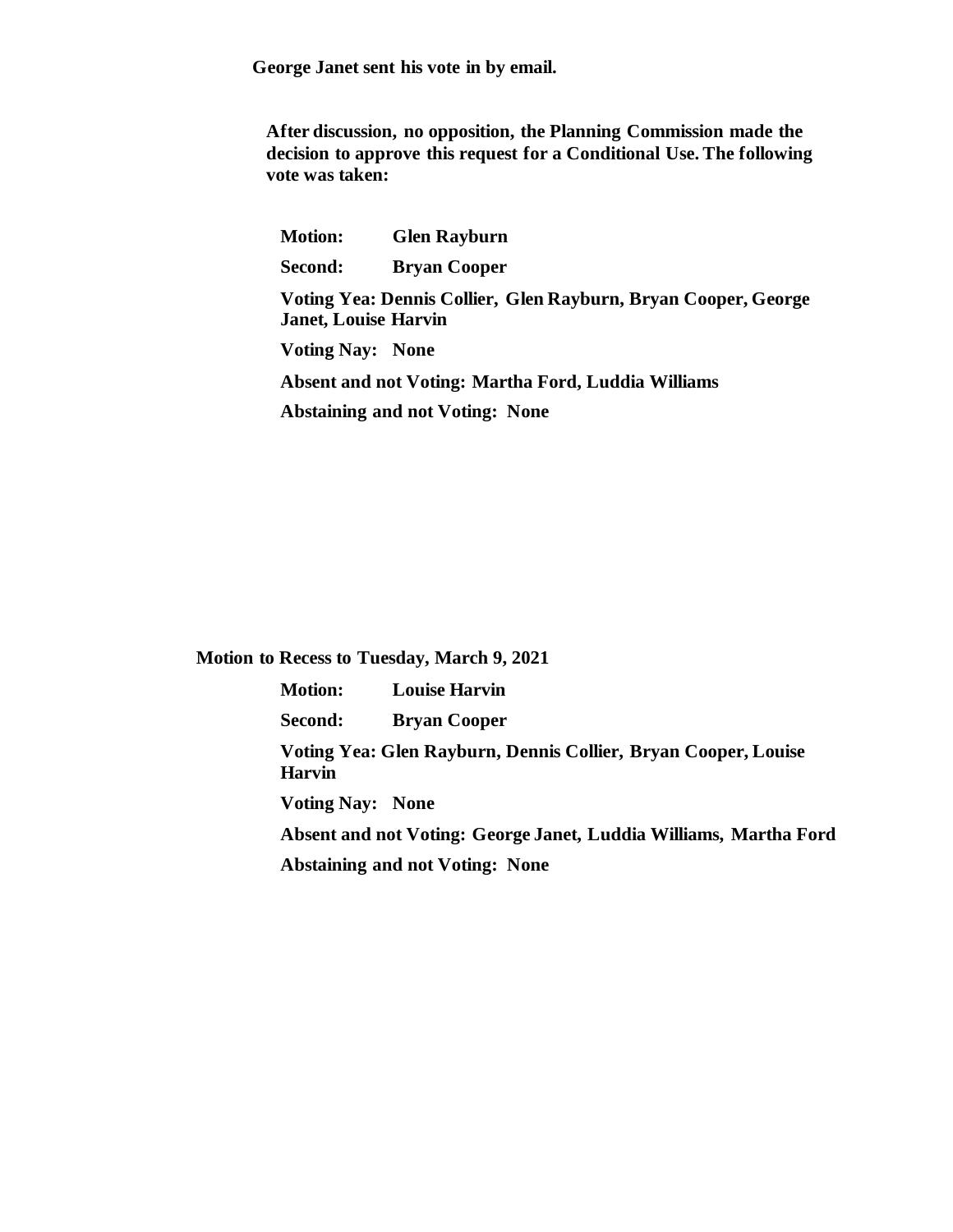**George Janet sent his vote in by email.**

**After discussion, no opposition, the Planning Commission made the decision to approve this request for a Conditional Use. The following vote was taken:**

**Motion: Glen Rayburn**

**Second: Bryan Cooper**

**Voting Yea: Dennis Collier, Glen Rayburn, Bryan Cooper, George Janet, Louise Harvin**

**Voting Nay: None**

**Absent and not Voting: Martha Ford, Luddia Williams**

**Abstaining and not Voting: None**

**Motion to Recess to Tuesday, March 9, 2021**

**Motion: Louise Harvin**

**Second: Bryan Cooper**

**Voting Yea: Glen Rayburn, Dennis Collier, Bryan Cooper, Louise Harvin**

**Voting Nay: None**

**Absent and not Voting: George Janet, Luddia Williams, Martha Ford**

**Abstaining and not Voting: None**